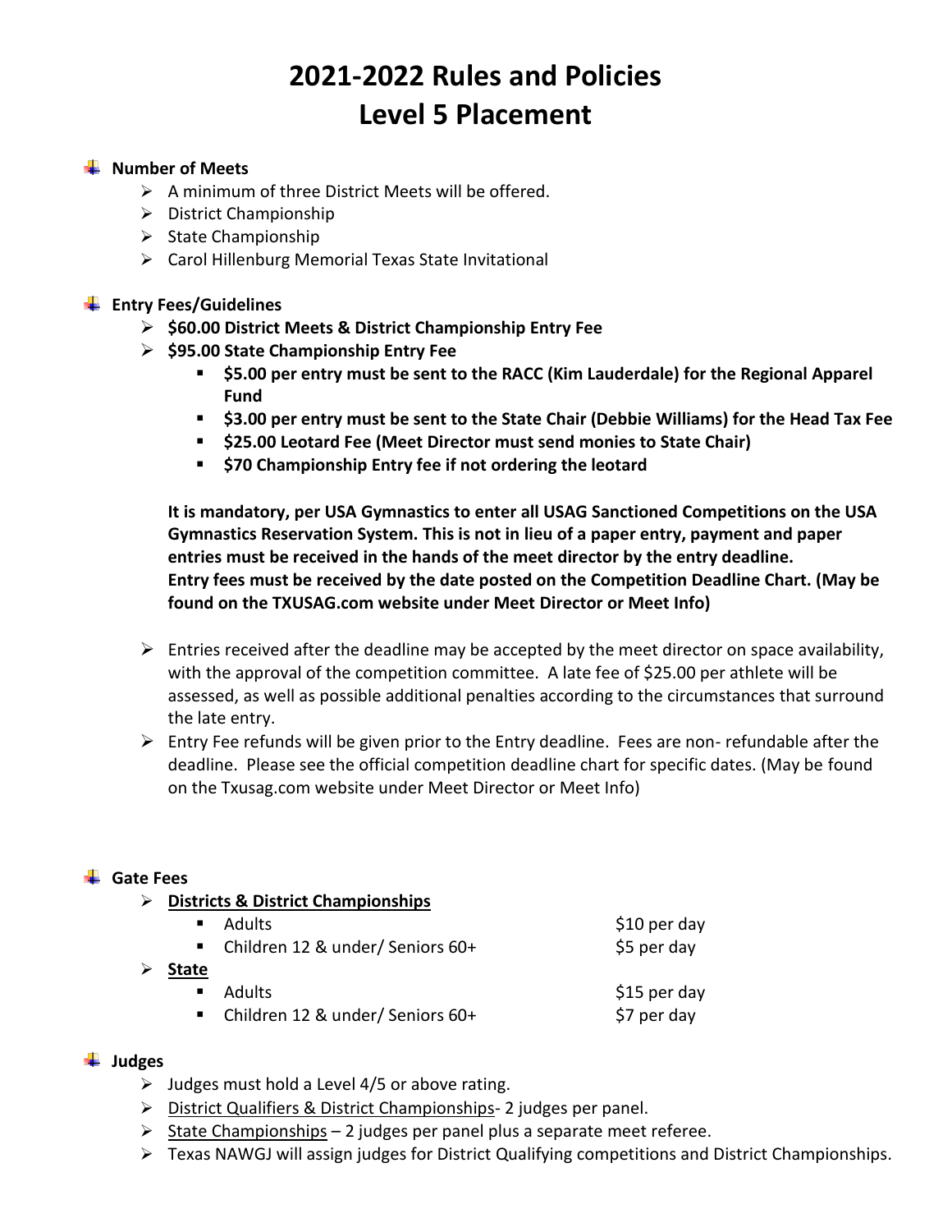# 2021-2022 Rules and Policies
# Level 5 Placement

- **Number of Meets**
  - A minimum of three District Meets will be offered.
  - District Championship
  - State Championship
  - Carol Hillenburg Memorial Texas State Invitational

- **Entry Fees/Guidelines**
  - **$60.00 District Meets & District Championship Entry Fee**
  - **$95.00 State Championship Entry Fee**
    - **$5.00 per entry must be sent to the RACC (Kim Lauderdale) for the Regional Apparel Fund**
    - **$3.00 per entry must be sent to the State Chair (Debbie Williams) for the Head Tax Fee**
    - **$25.00 Leotard Fee (Meet Director must send monies to State Chair)**
    - **$70 Championship Entry fee if not ordering the leotard**

  **It is mandatory, per USA Gymnastics to enter all USAG Sanctioned Competitions on the USA Gymnastics Reservation System. This is not in lieu of a paper entry, payment and paper entries must be received in the hands of the meet director by the entry deadline.**
  **Entry fees must be received by the date posted on the Competition Deadline Chart. (May be found on the TXUSAG.com website under Meet Director or Meet Info)**

  - Entries received after the deadline may be accepted by the meet director on space availability, with the approval of the competition committee. A late fee of $25.00 per athlete will be assessed, as well as possible additional penalties according to the circumstances that surround the late entry.
  - Entry Fee refunds will be given prior to the Entry deadline. Fees are non- refundable after the deadline. Please see the official competition deadline chart for specific dates. (May be found on the Txusag.com website under Meet Director or Meet Info)

- **Gate Fees**
  - **<u>Districts & District Championships</u>**
    - Adults — $10 per day
    - Children 12 & under/ Seniors 60+ — $5 per day
  - **<u>State</u>**
    - Adults — $15 per day
    - Children 12 & under/ Seniors 60+ — $7 per day

- **Judges**
  - Judges must hold a Level 4/5 or above rating.
  - <u>District Qualifiers & District Championships</u>- 2 judges per panel.
  - <u>State Championships</u> – 2 judges per panel plus a separate meet referee.
  - Texas NAWGJ will assign judges for District Qualifying competitions and District Championships.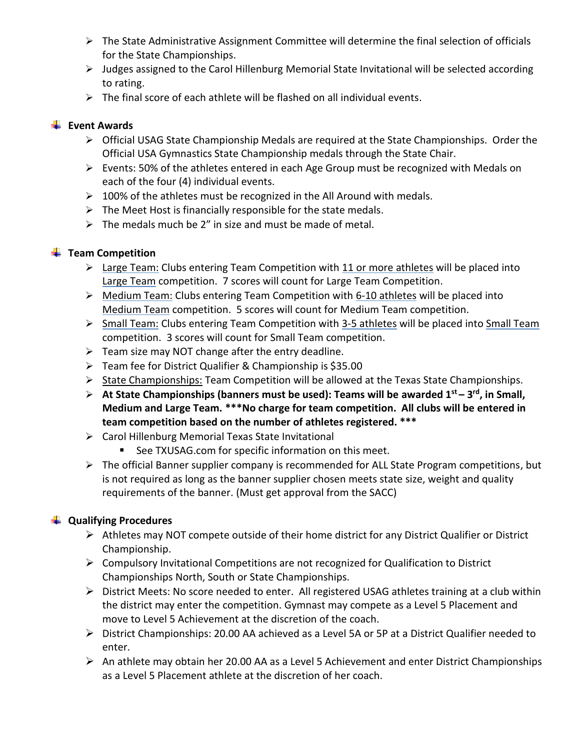- The State Administrative Assignment Committee will determine the final selection of officials for the State Championships.
- Judges assigned to the Carol Hillenburg Memorial State Invitational will be selected according to rating.
- The final score of each athlete will be flashed on all individual events.

## Event Awards

- Official USAG State Championship Medals are required at the State Championships. Order the Official USA Gymnastics State Championship medals through the State Chair.
- Events: 50% of the athletes entered in each Age Group must be recognized with Medals on each of the four (4) individual events.
- 100% of the athletes must be recognized in the All Around with medals.
- The Meet Host is financially responsible for the state medals.
- The medals much be 2" in size and must be made of metal.

## Team Competition

- Large Team: Clubs entering Team Competition with 11 or more athletes will be placed into Large Team competition. 7 scores will count for Large Team Competition.
- Medium Team: Clubs entering Team Competition with 6-10 athletes will be placed into Medium Team competition. 5 scores will count for Medium Team competition.
- Small Team: Clubs entering Team Competition with 3-5 athletes will be placed into Small Team competition. 3 scores will count for Small Team competition.
- Team size may NOT change after the entry deadline.
- Team fee for District Qualifier & Championship is $35.00
- State Championships: Team Competition will be allowed at the Texas State Championships.
- **At State Championships (banners must be used): Teams will be awarded 1st – 3rd, in Small, Medium and Large Team. \*\*\*No charge for team competition. All clubs will be entered in team competition based on the number of athletes registered. \*\*\***
- Carol Hillenburg Memorial Texas State Invitational
  - See TXUSAG.com for specific information on this meet.
- The official Banner supplier company is recommended for ALL State Program competitions, but is not required as long as the banner supplier chosen meets state size, weight and quality requirements of the banner. (Must get approval from the SACC)

## Qualifying Procedures

- Athletes may NOT compete outside of their home district for any District Qualifier or District Championship.
- Compulsory Invitational Competitions are not recognized for Qualification to District Championships North, South or State Championships.
- District Meets: No score needed to enter. All registered USAG athletes training at a club within the district may enter the competition. Gymnast may compete as a Level 5 Placement and move to Level 5 Achievement at the discretion of the coach.
- District Championships: 20.00 AA achieved as a Level 5A or 5P at a District Qualifier needed to enter.
- An athlete may obtain her 20.00 AA as a Level 5 Achievement and enter District Championships as a Level 5 Placement athlete at the discretion of her coach.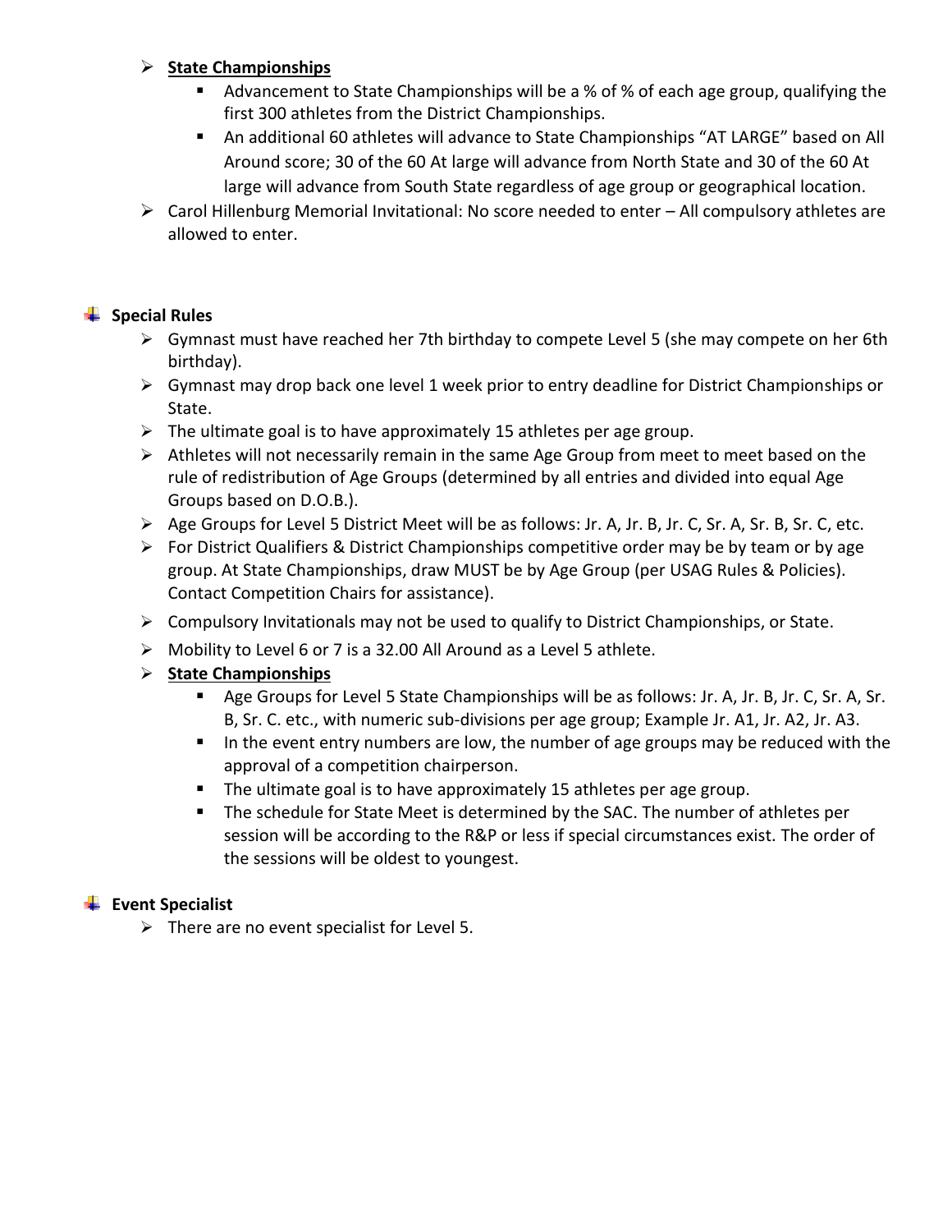- **State Championships**
  - Advancement to State Championships will be a % of % of each age group, qualifying the first 300 athletes from the District Championships.
  - An additional 60 athletes will advance to State Championships "AT LARGE" based on All Around score; 30 of the 60 At large will advance from North State and 30 of the 60 At large will advance from South State regardless of age group or geographical location.
- Carol Hillenburg Memorial Invitational: No score needed to enter – All compulsory athletes are allowed to enter.

## Special Rules

- Gymnast must have reached her 7th birthday to compete Level 5 (she may compete on her 6th birthday).
- Gymnast may drop back one level 1 week prior to entry deadline for District Championships or State.
- The ultimate goal is to have approximately 15 athletes per age group.
- Athletes will not necessarily remain in the same Age Group from meet to meet based on the rule of redistribution of Age Groups (determined by all entries and divided into equal Age Groups based on D.O.B.).
- Age Groups for Level 5 District Meet will be as follows: Jr. A, Jr. B, Jr. C, Sr. A, Sr. B, Sr. C, etc.
- For District Qualifiers & District Championships competitive order may be by team or by age group. At State Championships, draw MUST be by Age Group (per USAG Rules & Policies). Contact Competition Chairs for assistance).
- Compulsory Invitationals may not be used to qualify to District Championships, or State.
- Mobility to Level 6 or 7 is a 32.00 All Around as a Level 5 athlete.
- **State Championships**
  - Age Groups for Level 5 State Championships will be as follows: Jr. A, Jr. B, Jr. C, Sr. A, Sr. B, Sr. C. etc., with numeric sub-divisions per age group; Example Jr. A1, Jr. A2, Jr. A3.
  - In the event entry numbers are low, the number of age groups may be reduced with the approval of a competition chairperson.
  - The ultimate goal is to have approximately 15 athletes per age group.
  - The schedule for State Meet is determined by the SAC. The number of athletes per session will be according to the R&P or less if special circumstances exist. The order of the sessions will be oldest to youngest.

## Event Specialist

- There are no event specialist for Level 5.